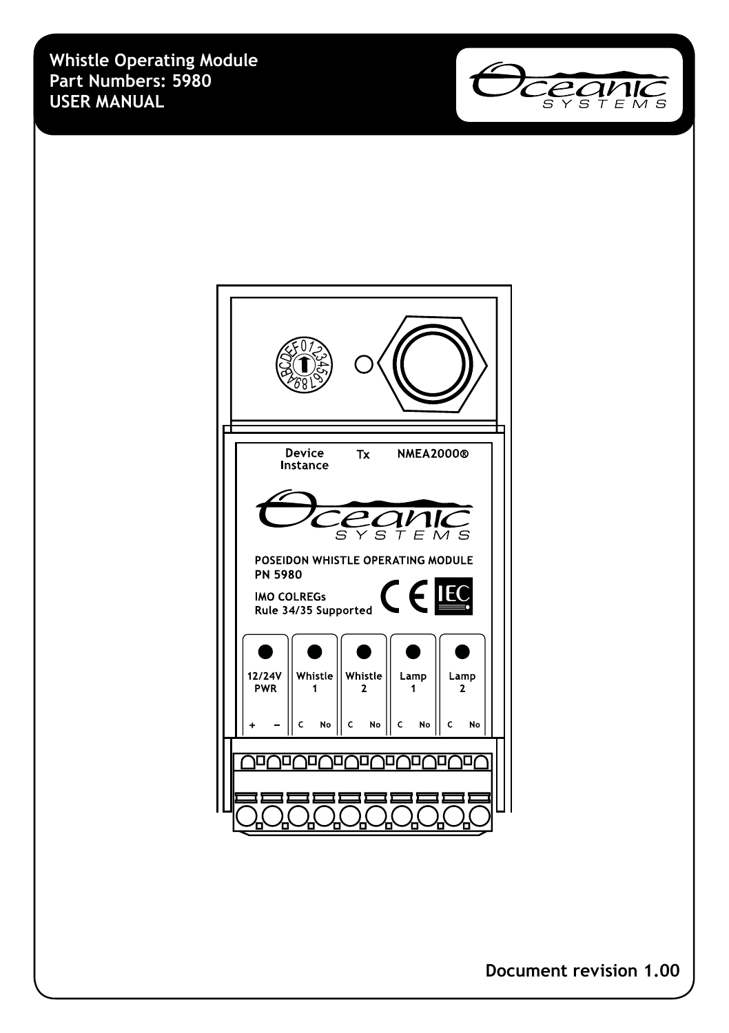# Whistle Operating Module
## Part Numbers: 5980
## USER MANUAL

Device Instance

Tx

NMEA2000®

POSEIDON WHISTLE OPERATING MODULE
PN 5980

IMO COLREGs
Rule 34/35 Supported

| 12/24V PWR | Whistle 1 | Whistle 2 | Lamp 1 | Lamp 2 |
|---|---|---|---|---|
| + − | C No | C No | C No | C No |

**Document revision 1.00**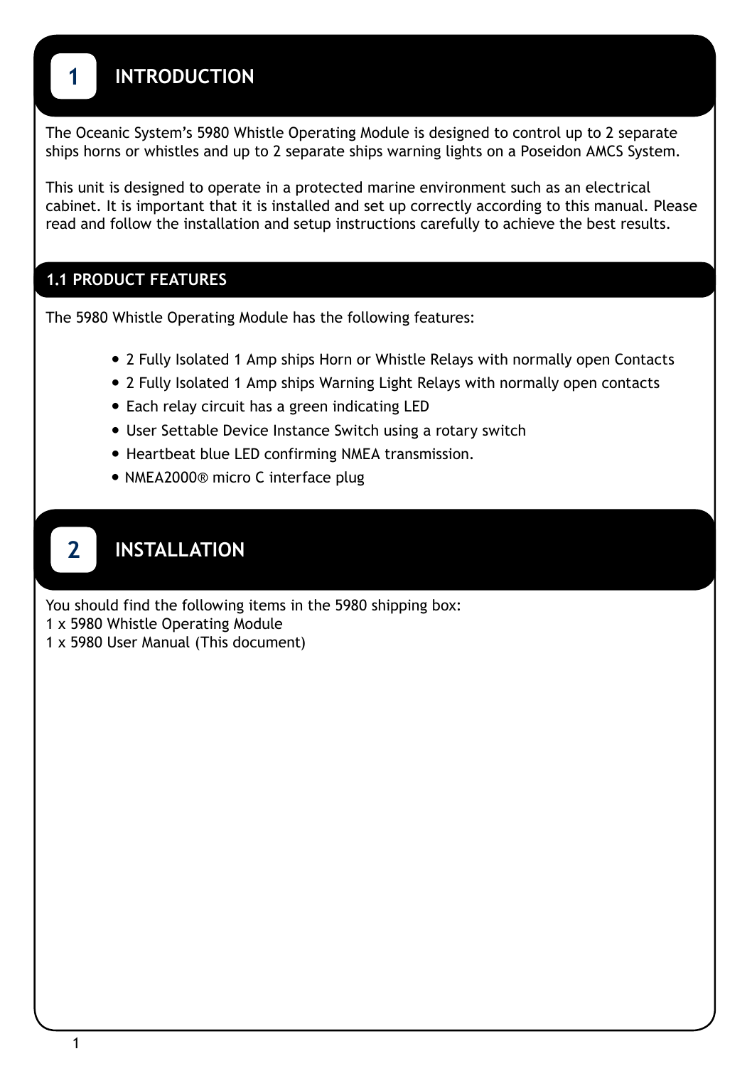# 1 INTRODUCTION

The Oceanic System's 5980 Whistle Operating Module is designed to control up to 2 separate ships horns or whistles and up to 2 separate ships warning lights on a Poseidon AMCS System.

This unit is designed to operate in a protected marine environment such as an electrical cabinet. It is important that it is installed and set up correctly according to this manual. Please read and follow the installation and setup instructions carefully to achieve the best results.

## 1.1 PRODUCT FEATURES

The 5980 Whistle Operating Module has the following features:

- 2 Fully Isolated 1 Amp ships Horn or Whistle Relays with normally open Contacts
- 2 Fully Isolated 1 Amp ships Warning Light Relays with normally open contacts
- Each relay circuit has a green indicating LED
- User Settable Device Instance Switch using a rotary switch
- Heartbeat blue LED confirming NMEA transmission.
- NMEA2000® micro C interface plug

# 2 INSTALLATION

You should find the following items in the 5980 shipping box:
1 x 5980 Whistle Operating Module
1 x 5980 User Manual (This document)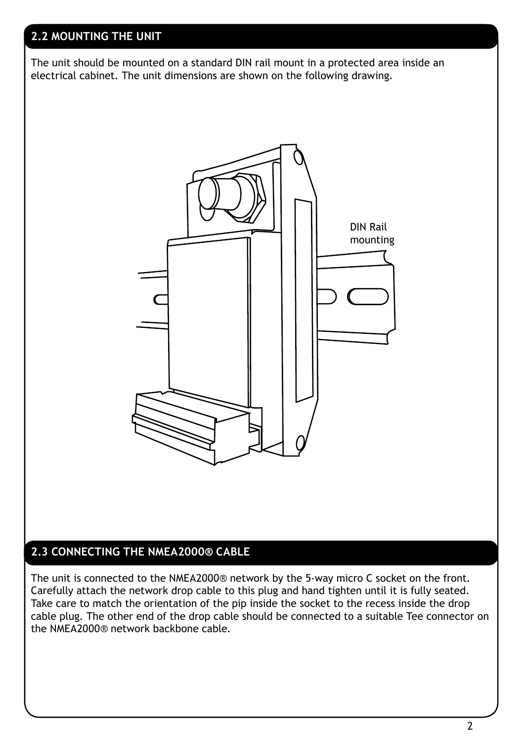## 2.2 MOUNTING THE UNIT

The unit should be mounted on a standard DIN rail mount in a protected area inside an electrical cabinet. The unit dimensions are shown on the following drawing.

DIN Rail mounting

## 2.3 CONNECTING THE NMEA2000® CABLE

The unit is connected to the NMEA2000® network by the 5-way micro C socket on the front. Carefully attach the network drop cable to this plug and hand tighten until it is fully seated. Take care to match the orientation of the pip inside the socket to the recess inside the drop cable plug. The other end of the drop cable should be connected to a suitable Tee connector on the NMEA2000® network backbone cable.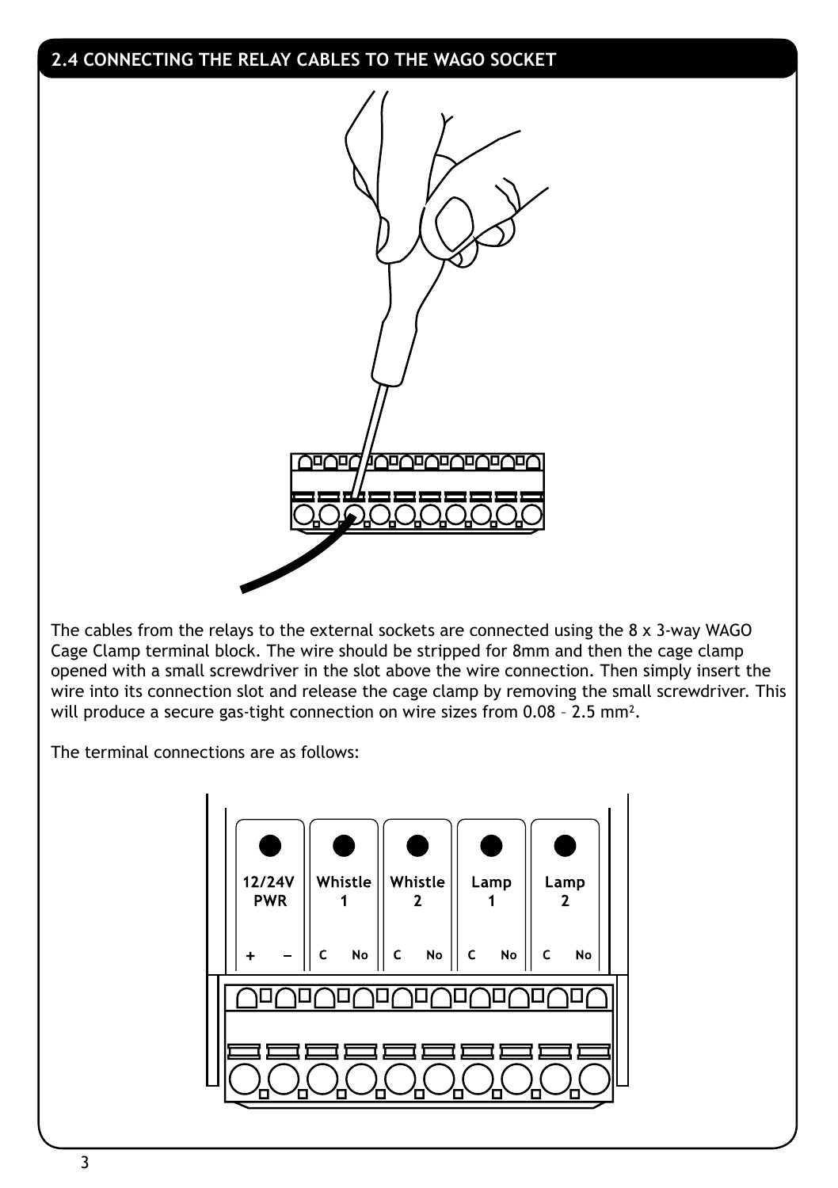## 2.4 CONNECTING THE RELAY CABLES TO THE WAGO SOCKET

The cables from the relays to the external sockets are connected using the 8 x 3-way WAGO Cage Clamp terminal block. The wire should be stripped for 8mm and then the cage clamp opened with a small screwdriver in the slot above the wire connection. Then simply insert the wire into its connection slot and release the cage clamp by removing the small screwdriver. This will produce a secure gas-tight connection on wire sizes from 0.08 – 2.5 $mm^2$.

The terminal connections are as follows:

| 12/24V PWR | | Whistle 1 | | Whistle 2 | | Lamp 1 | | Lamp 2 | |
|---|---|---|---|---|---|---|---|---|---|
| + | – | C | No | C | No | C | No | C | No |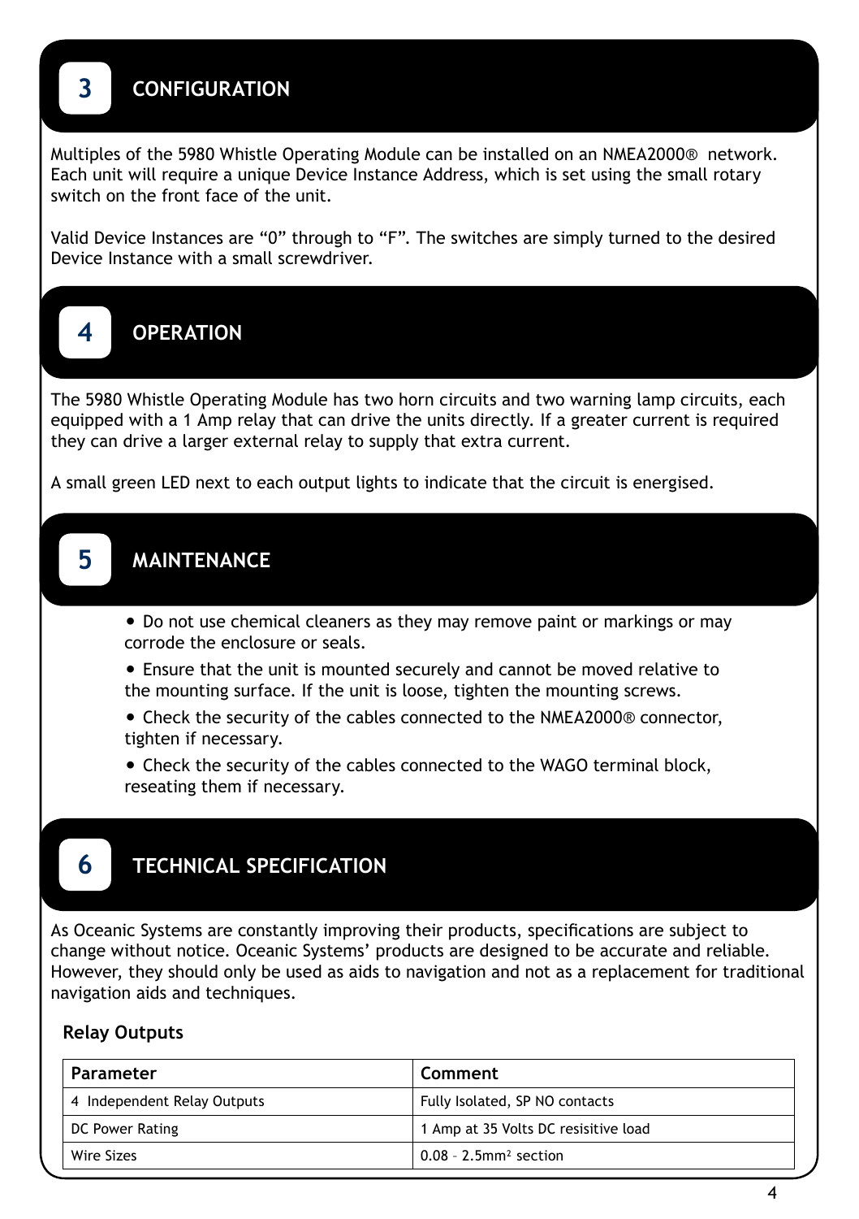## 3 CONFIGURATION

Multiples of the 5980 Whistle Operating Module can be installed on an NMEA2000® network. Each unit will require a unique Device Instance Address, which is set using the small rotary switch on the front face of the unit.

Valid Device Instances are “0” through to “F”. The switches are simply turned to the desired Device Instance with a small screwdriver.

## 4 OPERATION

The 5980 Whistle Operating Module has two horn circuits and two warning lamp circuits, each equipped with a 1 Amp relay that can drive the units directly. If a greater current is required they can drive a larger external relay to supply that extra current.

A small green LED next to each output lights to indicate that the circuit is energised.

## 5 MAINTENANCE

- Do not use chemical cleaners as they may remove paint or markings or may corrode the enclosure or seals.
- Ensure that the unit is mounted securely and cannot be moved relative to the mounting surface. If the unit is loose, tighten the mounting screws.
- Check the security of the cables connected to the NMEA2000® connector, tighten if necessary.
- Check the security of the cables connected to the WAGO terminal block, reseating them if necessary.

## 6 TECHNICAL SPECIFICATION

As Oceanic Systems are constantly improving their products, specifications are subject to change without notice. Oceanic Systems’ products are designed to be accurate and reliable. However, they should only be used as aids to navigation and not as a replacement for traditional navigation aids and techniques.

**Relay Outputs**

| Parameter | Comment |
| --- | --- |
| 4 Independent Relay Outputs | Fully Isolated, SP NO contacts |
| DC Power Rating | 1 Amp at 35 Volts DC resisitive load |
| Wire Sizes | 0.08 – 2.5mm² section |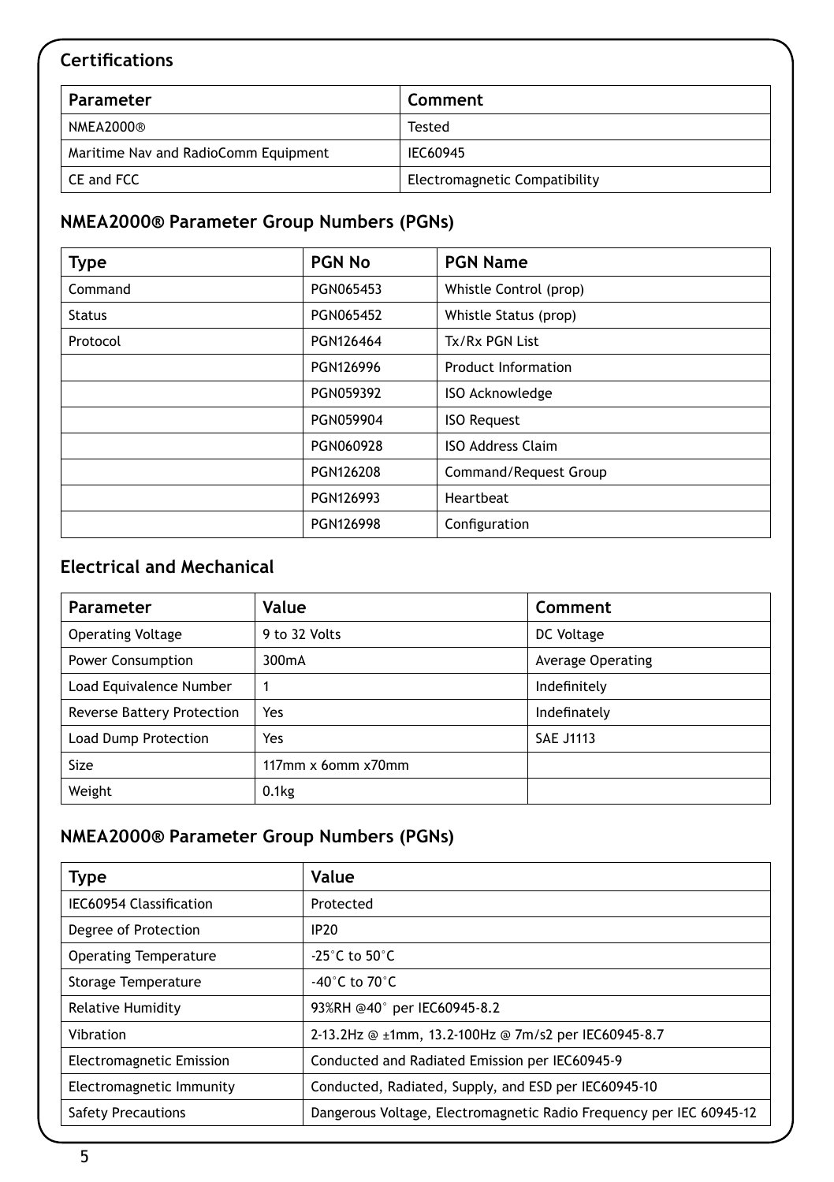## Certifications

| Parameter | Comment |
| --- | --- |
| NMEA2000® | Tested |
| Maritime Nav and RadioComm Equipment | IEC60945 |
| CE and FCC | Electromagnetic Compatibility |

## NMEA2000® Parameter Group Numbers (PGNs)

| Type | PGN No | PGN Name |
| --- | --- | --- |
| Command | PGN065453 | Whistle Control (prop) |
| Status | PGN065452 | Whistle Status (prop) |
| Protocol | PGN126464 | Tx/Rx PGN List |
| | PGN126996 | Product Information |
| | PGN059392 | ISO Acknowledge |
| | PGN059904 | ISO Request |
| | PGN060928 | ISO Address Claim |
| | PGN126208 | Command/Request Group |
| | PGN126993 | Heartbeat |
| | PGN126998 | Configuration |

## Electrical and Mechanical

| Parameter | Value | Comment |
| --- | --- | --- |
| Operating Voltage | 9 to 32 Volts | DC Voltage |
| Power Consumption | 300mA | Average Operating |
| Load Equivalence Number | 1 | Indefinitely |
| Reverse Battery Protection | Yes | Indefinately |
| Load Dump Protection | Yes | SAE J1113 |
| Size | 117mm x 6omm x70mm | |
| Weight | 0.1kg | |

## NMEA2000® Parameter Group Numbers (PGNs)

| Type | Value |
| --- | --- |
| IEC60954 Classification | Protected |
| Degree of Protection | IP20 |
| Operating Temperature | -25°C to 50°C |
| Storage Temperature | -40°C to 70°C |
| Relative Humidity | 93%RH @40° per IEC60945-8.2 |
| Vibration | 2-13.2Hz @ ±1mm, 13.2-100Hz @ 7m/s2 per IEC60945-8.7 |
| Electromagnetic Emission | Conducted and Radiated Emission per IEC60945-9 |
| Electromagnetic Immunity | Conducted, Radiated, Supply, and ESD per IEC60945-10 |
| Safety Precautions | Dangerous Voltage, Electromagnetic Radio Frequency per IEC 60945-12 |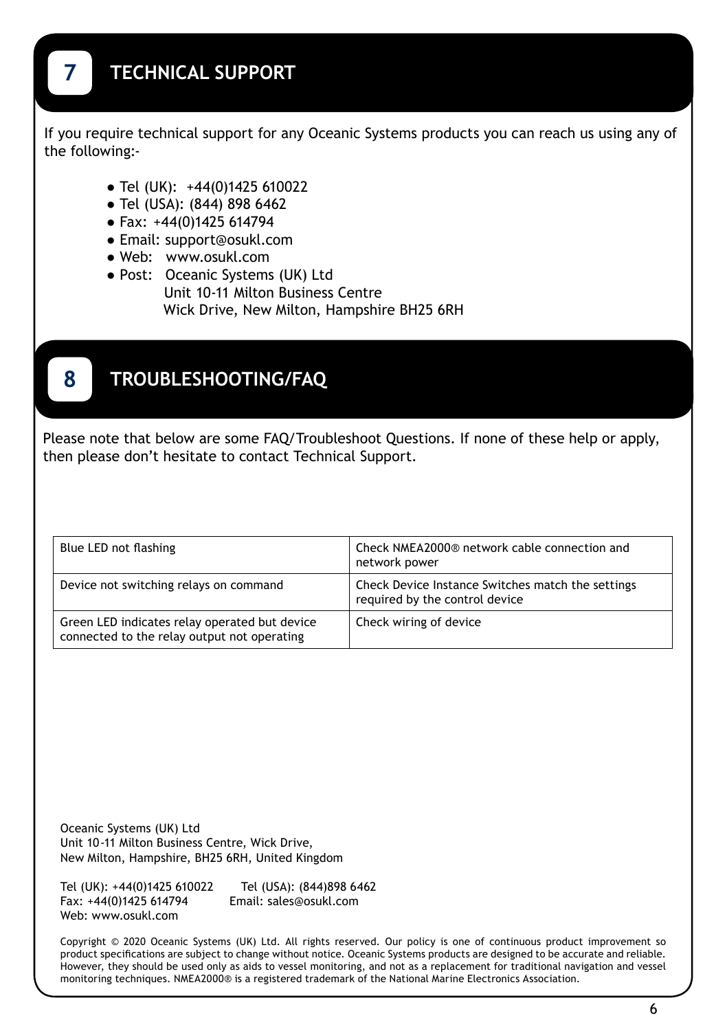## 7 TECHNICAL SUPPORT

If you require technical support for any Oceanic Systems products you can reach us using any of the following:-

- Tel (UK): +44(0)1425 610022
- Tel (USA): (844) 898 6462
- Fax: +44(0)1425 614794
- Email: support@osukl.com
- Web: www.osukl.com
- Post: Oceanic Systems (UK) Ltd  
  Unit 10-11 Milton Business Centre  
  Wick Drive, New Milton, Hampshire BH25 6RH

## 8 TROUBLESHOOTING/FAQ

Please note that below are some FAQ/Troubleshoot Questions. If none of these help or apply, then please don't hesitate to contact Technical Support.

| | |
|---|---|
| Blue LED not flashing | Check NMEA2000® network cable connection and network power |
| Device not switching relays on command | Check Device Instance Switches match the settings required by the control device |
| Green LED indicates relay operated but device connected to the relay output not operating | Check wiring of device |

Oceanic Systems (UK) Ltd  
Unit 10-11 Milton Business Centre, Wick Drive,  
New Milton, Hampshire, BH25 6RH, United Kingdom

Tel (UK): +44(0)1425 610022 Tel (USA): (844)898 6462  
Fax: +44(0)1425 614794 Email: sales@osukl.com  
Web: www.osukl.com

Copyright © 2020 Oceanic Systems (UK) Ltd. All rights reserved. Our policy is one of continuous product improvement so product specifications are subject to change without notice. Oceanic Systems products are designed to be accurate and reliable. However, they should be used only as aids to vessel monitoring, and not as a replacement for traditional navigation and vessel monitoring techniques. NMEA2000® is a registered trademark of the National Marine Electronics Association.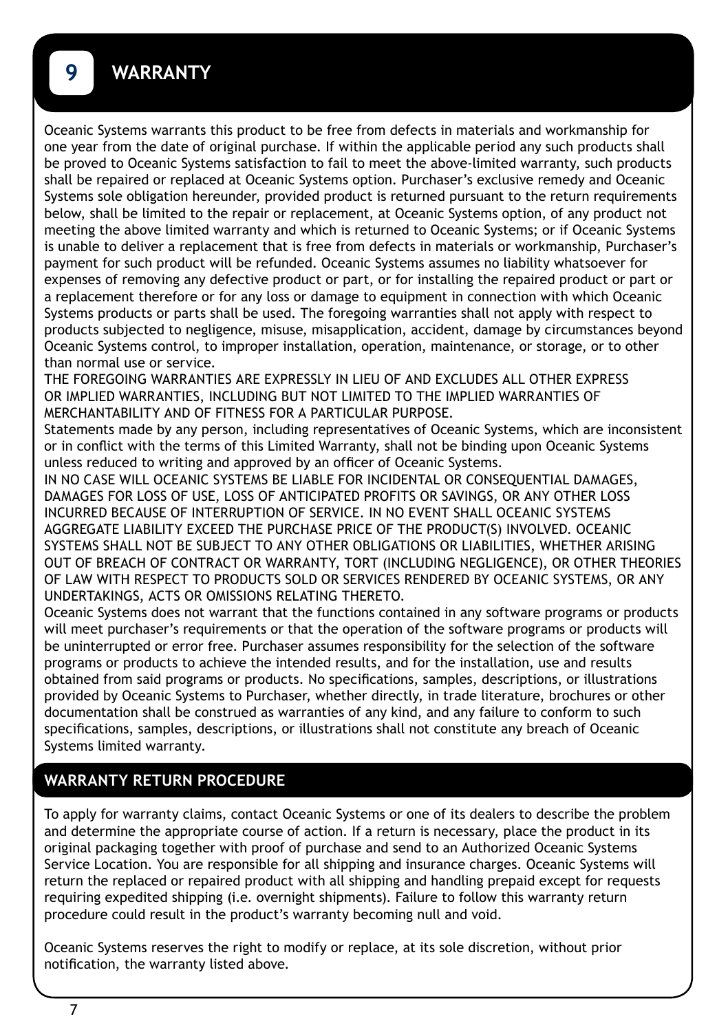# 9 WARRANTY

Oceanic Systems warrants this product to be free from defects in materials and workmanship for one year from the date of original purchase. If within the applicable period any such products shall be proved to Oceanic Systems satisfaction to fail to meet the above-limited warranty, such products shall be repaired or replaced at Oceanic Systems option. Purchaser's exclusive remedy and Oceanic Systems sole obligation hereunder, provided product is returned pursuant to the return requirements below, shall be limited to the repair or replacement, at Oceanic Systems option, of any product not meeting the above limited warranty and which is returned to Oceanic Systems; or if Oceanic Systems is unable to deliver a replacement that is free from defects in materials or workmanship, Purchaser's payment for such product will be refunded. Oceanic Systems assumes no liability whatsoever for expenses of removing any defective product or part, or for installing the repaired product or part or a replacement therefore or for any loss or damage to equipment in connection with which Oceanic Systems products or parts shall be used. The foregoing warranties shall not apply with respect to products subjected to negligence, misuse, misapplication, accident, damage by circumstances beyond Oceanic Systems control, to improper installation, operation, maintenance, or storage, or to other than normal use or service.

THE FOREGOING WARRANTIES ARE EXPRESSLY IN LIEU OF AND EXCLUDES ALL OTHER EXPRESS OR IMPLIED WARRANTIES, INCLUDING BUT NOT LIMITED TO THE IMPLIED WARRANTIES OF MERCHANTABILITY AND OF FITNESS FOR A PARTICULAR PURPOSE.

Statements made by any person, including representatives of Oceanic Systems, which are inconsistent or in conflict with the terms of this Limited Warranty, shall not be binding upon Oceanic Systems unless reduced to writing and approved by an officer of Oceanic Systems.

IN NO CASE WILL OCEANIC SYSTEMS BE LIABLE FOR INCIDENTAL OR CONSEQUENTIAL DAMAGES, DAMAGES FOR LOSS OF USE, LOSS OF ANTICIPATED PROFITS OR SAVINGS, OR ANY OTHER LOSS INCURRED BECAUSE OF INTERRUPTION OF SERVICE. IN NO EVENT SHALL OCEANIC SYSTEMS AGGREGATE LIABILITY EXCEED THE PURCHASE PRICE OF THE PRODUCT(S) INVOLVED. OCEANIC SYSTEMS SHALL NOT BE SUBJECT TO ANY OTHER OBLIGATIONS OR LIABILITIES, WHETHER ARISING OUT OF BREACH OF CONTRACT OR WARRANTY, TORT (INCLUDING NEGLIGENCE), OR OTHER THEORIES OF LAW WITH RESPECT TO PRODUCTS SOLD OR SERVICES RENDERED BY OCEANIC SYSTEMS, OR ANY UNDERTAKINGS, ACTS OR OMISSIONS RELATING THERETO.

Oceanic Systems does not warrant that the functions contained in any software programs or products will meet purchaser's requirements or that the operation of the software programs or products will be uninterrupted or error free. Purchaser assumes responsibility for the selection of the software programs or products to achieve the intended results, and for the installation, use and results obtained from said programs or products. No specifications, samples, descriptions, or illustrations provided by Oceanic Systems to Purchaser, whether directly, in trade literature, brochures or other documentation shall be construed as warranties of any kind, and any failure to conform to such specifications, samples, descriptions, or illustrations shall not constitute any breach of Oceanic Systems limited warranty.

## WARRANTY RETURN PROCEDURE

To apply for warranty claims, contact Oceanic Systems or one of its dealers to describe the problem and determine the appropriate course of action. If a return is necessary, place the product in its original packaging together with proof of purchase and send to an Authorized Oceanic Systems Service Location. You are responsible for all shipping and insurance charges. Oceanic Systems will return the replaced or repaired product with all shipping and handling prepaid except for requests requiring expedited shipping (i.e. overnight shipments). Failure to follow this warranty return procedure could result in the product's warranty becoming null and void.

Oceanic Systems reserves the right to modify or replace, at its sole discretion, without prior notification, the warranty listed above.